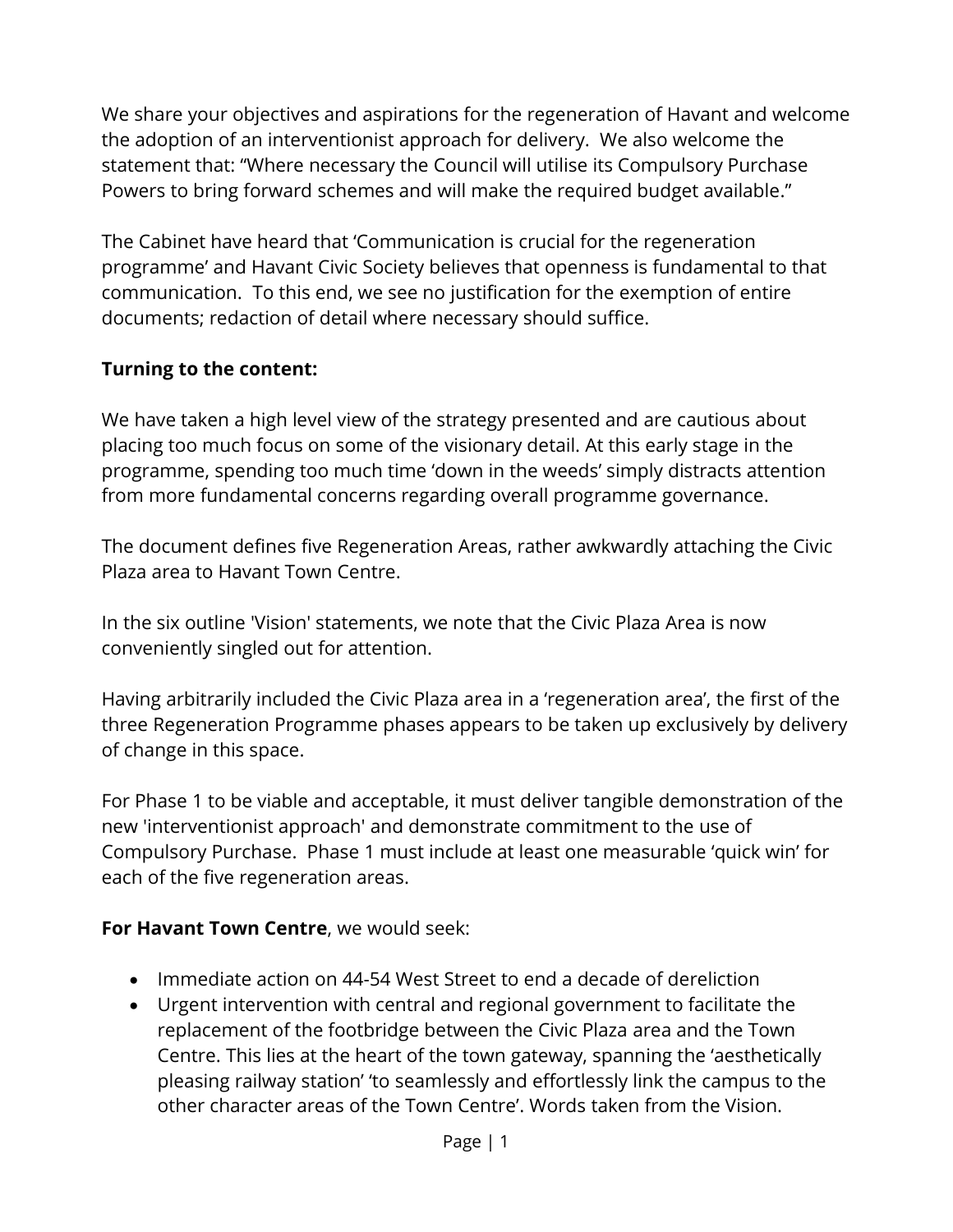We share your objectives and aspirations for the regeneration of Havant and welcome the adoption of an interventionist approach for delivery. We also welcome the statement that: "Where necessary the Council will utilise its Compulsory Purchase Powers to bring forward schemes and will make the required budget available."

The Cabinet have heard that 'Communication is crucial for the regeneration programme' and Havant Civic Society believes that openness is fundamental to that communication. To this end, we see no justification for the exemption of entire documents; redaction of detail where necessary should suffice.

**Turning to the content:**

We have taken a high level view of the strategy presented and are cautious about placing too much focus on some of the visionary detail. At this early stage in the programme, spending too much time 'down in the weeds' simply distracts attention from more fundamental concerns regarding overall programme governance.

The document defines five Regeneration Areas, rather awkwardly attaching the Civic Plaza area to Havant Town Centre.

In the six outline 'Vision' statements, we note that the Civic Plaza Area is now conveniently singled out for attention.

Having arbitrarily included the Civic Plaza area in a 'regeneration area', the first of the three Regeneration Programme phases appears to be taken up exclusively by delivery of change in this space.

For Phase 1 to be viable and acceptable, it must deliver tangible demonstration of the new 'interventionist approach' and demonstrate commitment to the use of Compulsory Purchase. Phase 1 must include at least one measurable 'quick win' for each of the five regeneration areas.

**For Havant Town Centre**, we would seek:

- Immediate action on 44-54 West Street to end a decade of dereliction
- Urgent intervention with central and regional government to facilitate the replacement of the footbridge between the Civic Plaza area and the Town Centre. This lies at the heart of the town gateway, spanning the 'aesthetically pleasing railway station' 'to seamlessly and effortlessly link the campus to the other character areas of the Town Centre'. Words taken from the Vision.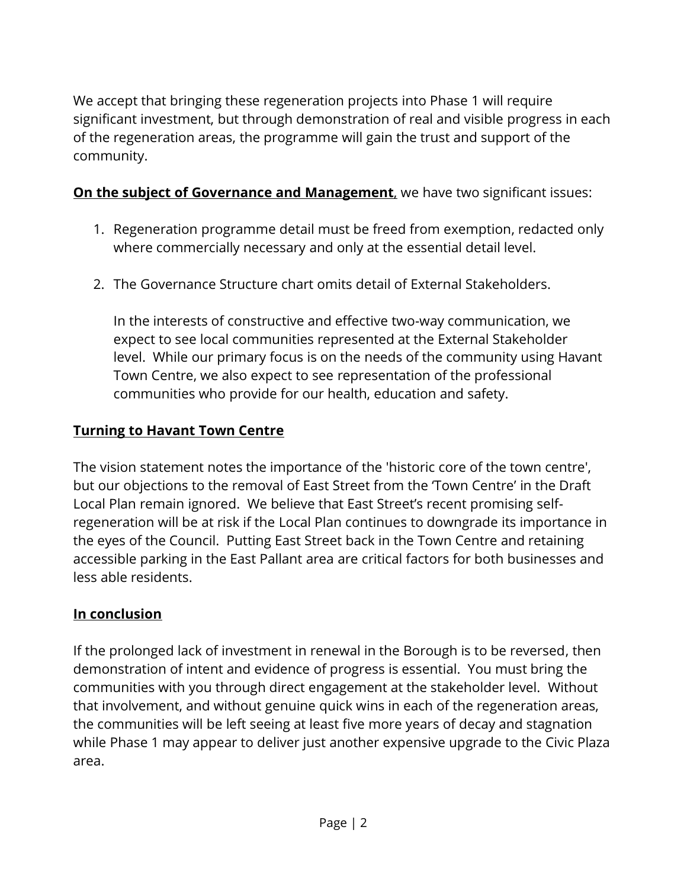We accept that bringing these regeneration projects into Phase 1 will require significant investment, but through demonstration of real and visible progress in each of the regeneration areas, the programme will gain the trust and support of the community.

**<u>On the subject of Governance and Management</u>**, we have two significant issues:

1. Regeneration programme detail must be freed from exemption, redacted only where commercially necessary and only at the essential detail level.

2. The Governance Structure chart omits detail of External Stakeholders.

   In the interests of constructive and effective two-way communication, we expect to see local communities represented at the External Stakeholder level. While our primary focus is on the needs of the community using Havant Town Centre, we also expect to see representation of the professional communities who provide for our health, education and safety.

**<u>Turning to Havant Town Centre</u>**

The vision statement notes the importance of the 'historic core of the town centre', but our objections to the removal of East Street from the 'Town Centre' in the Draft Local Plan remain ignored. We believe that East Street's recent promising self-regeneration will be at risk if the Local Plan continues to downgrade its importance in the eyes of the Council. Putting East Street back in the Town Centre and retaining accessible parking in the East Pallant area are critical factors for both businesses and less able residents.

**<u>In conclusion</u>**

If the prolonged lack of investment in renewal in the Borough is to be reversed, then demonstration of intent and evidence of progress is essential. You must bring the communities with you through direct engagement at the stakeholder level. Without that involvement, and without genuine quick wins in each of the regeneration areas, the communities will be left seeing at least five more years of decay and stagnation while Phase 1 may appear to deliver just another expensive upgrade to the Civic Plaza area.